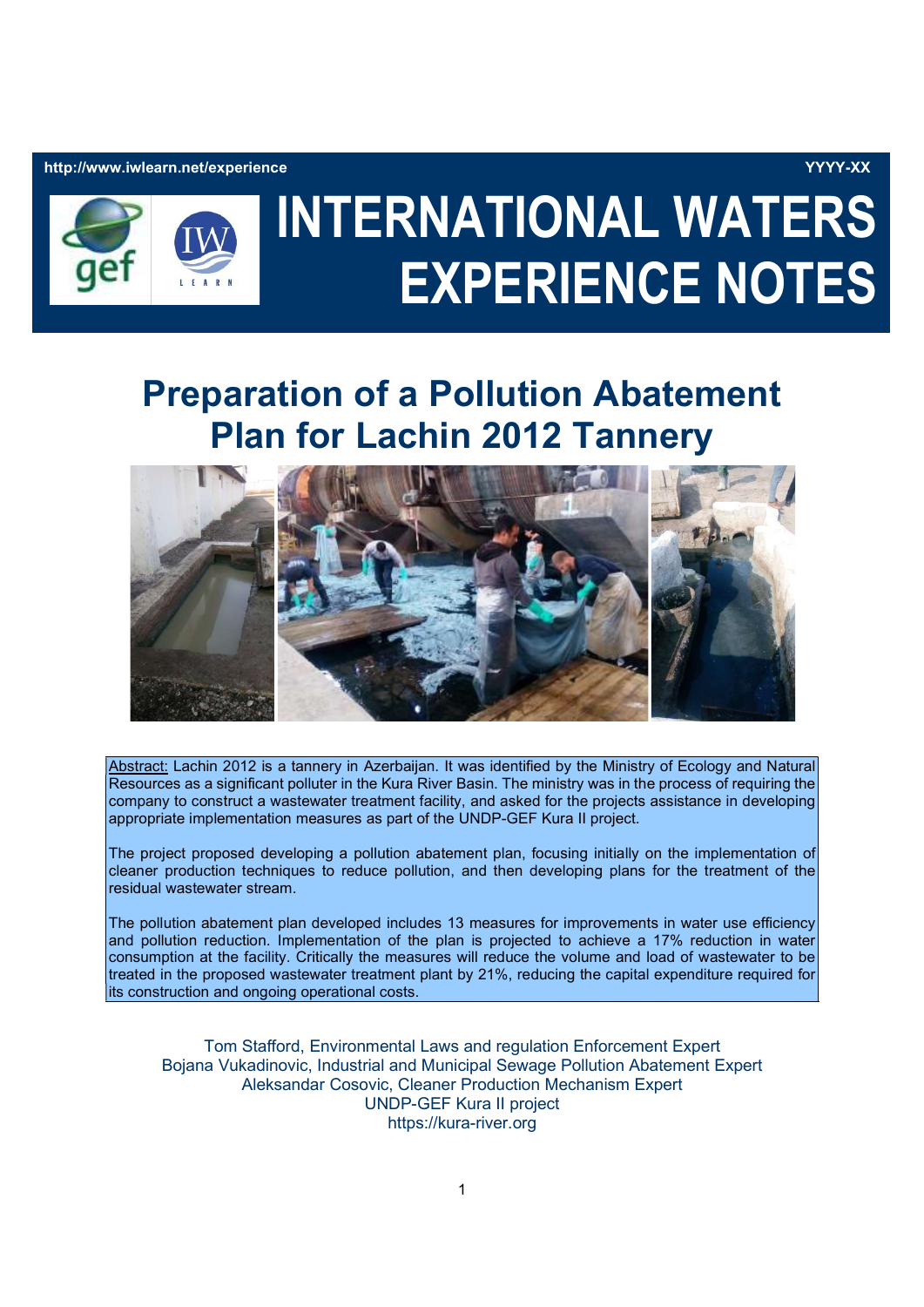http://www.iwlearn.net/experience YYYY-XX

# INTERNATIONAL WATERS EXPERIENCE NOTES

## Preparation of a Pollution Abatement Plan for Lachin 2012 Tannery

Abstract: Lachin 2012 is a tannery in Azerbaijan. It was identified by the Ministry of Ecology and Natural Resources as a significant polluter in the Kura River Basin. The ministry was in the process of requiring the company to construct a wastewater treatment facility, and asked for the projects assistance in developing appropriate implementation measures as part of the UNDP-GEF Kura II project.

The project proposed developing a pollution abatement plan, focusing initially on the implementation of cleaner production techniques to reduce pollution, and then developing plans for the treatment of the residual wastewater stream.

The pollution abatement plan developed includes 13 measures for improvements in water use efficiency and pollution reduction. Implementation of the plan is projected to achieve a 17% reduction in water consumption at the facility. Critically the measures will reduce the volume and load of wastewater to be treated in the proposed wastewater treatment plant by 21%, reducing the capital expenditure required for its construction and ongoing operational costs.

Tom Stafford, Environmental Laws and regulation Enforcement Expert
Bojana Vukadinovic, Industrial and Municipal Sewage Pollution Abatement Expert
Aleksandar Cosovic, Cleaner Production Mechanism Expert
UNDP-GEF Kura II project
https://kura-river.org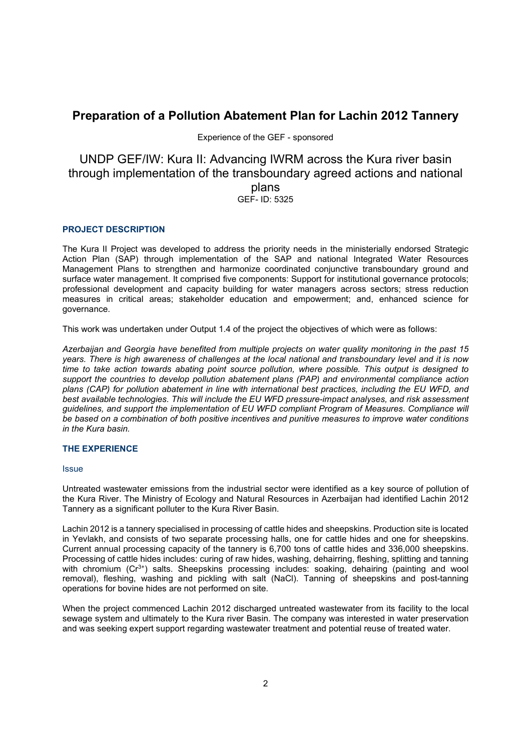# Preparation of a Pollution Abatement Plan for Lachin 2012 Tannery

Experience of the GEF - sponsored

## UNDP GEF/IW: Kura II: Advancing IWRM across the Kura river basin through implementation of the transboundary agreed actions and national plans

GEF- ID: 5325

### PROJECT DESCRIPTION

The Kura II Project was developed to address the priority needs in the ministerially endorsed Strategic Action Plan (SAP) through implementation of the SAP and national Integrated Water Resources Management Plans to strengthen and harmonize coordinated conjunctive transboundary ground and surface water management. It comprised five components: Support for institutional governance protocols; professional development and capacity building for water managers across sectors; stress reduction measures in critical areas; stakeholder education and empowerment; and, enhanced science for governance.

This work was undertaken under Output 1.4 of the project the objectives of which were as follows:

*Azerbaijan and Georgia have benefited from multiple projects on water quality monitoring in the past 15 years. There is high awareness of challenges at the local national and transboundary level and it is now time to take action towards abating point source pollution, where possible. This output is designed to support the countries to develop pollution abatement plans (PAP) and environmental compliance action plans (CAP) for pollution abatement in line with international best practices, including the EU WFD, and best available technologies. This will include the EU WFD pressure-impact analyses, and risk assessment guidelines, and support the implementation of EU WFD compliant Program of Measures. Compliance will be based on a combination of both positive incentives and punitive measures to improve water conditions in the Kura basin.*

### THE EXPERIENCE

#### Issue

Untreated wastewater emissions from the industrial sector were identified as a key source of pollution of the Kura River. The Ministry of Ecology and Natural Resources in Azerbaijan had identified Lachin 2012 Tannery as a significant polluter to the Kura River Basin.

Lachin 2012 is a tannery specialised in processing of cattle hides and sheepskins. Production site is located in Yevlakh, and consists of two separate processing halls, one for cattle hides and one for sheepskins. Current annual processing capacity of the tannery is 6,700 tons of cattle hides and 336,000 sheepskins. Processing of cattle hides includes: curing of raw hides, washing, dehairring, fleshing, splitting and tanning with chromium ($Cr^{3+}$) salts. Sheepskins processing includes: soaking, dehairing (painting and wool removal), fleshing, washing and pickling with salt (NaCl). Tanning of sheepskins and post-tanning operations for bovine hides are not performed on site.

When the project commenced Lachin 2012 discharged untreated wastewater from its facility to the local sewage system and ultimately to the Kura river Basin. The company was interested in water preservation and was seeking expert support regarding wastewater treatment and potential reuse of treated water.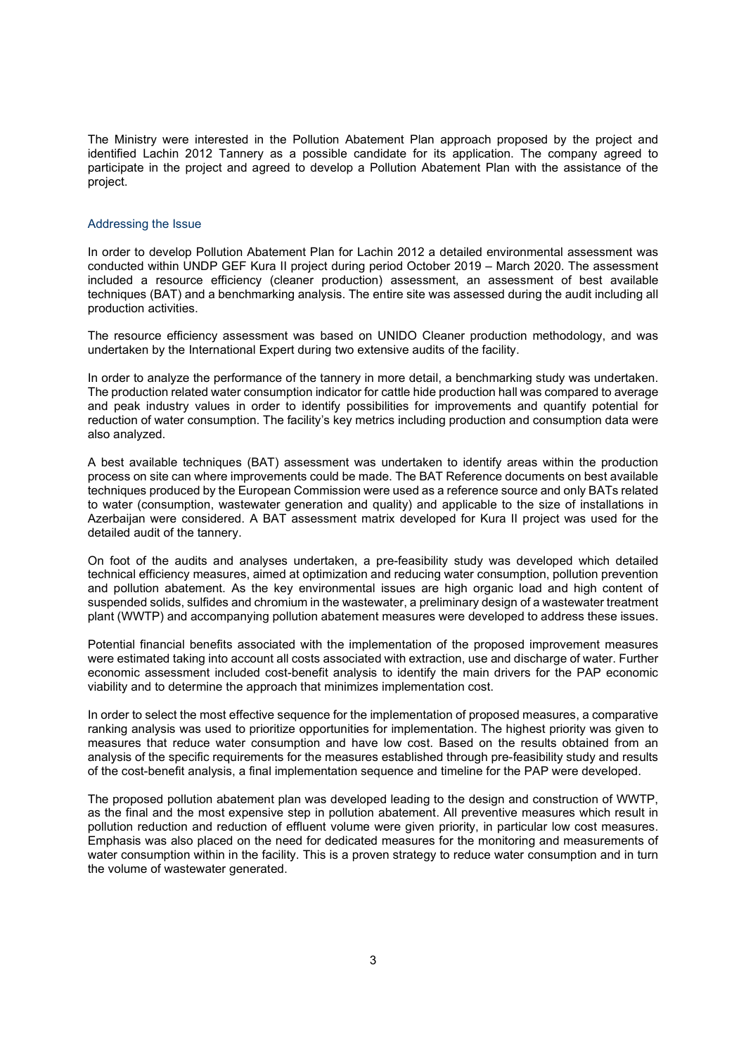The Ministry were interested in the Pollution Abatement Plan approach proposed by the project and identified Lachin 2012 Tannery as a possible candidate for its application. The company agreed to participate in the project and agreed to develop a Pollution Abatement Plan with the assistance of the project.

## Addressing the Issue

In order to develop Pollution Abatement Plan for Lachin 2012 a detailed environmental assessment was conducted within UNDP GEF Kura II project during period October 2019 – March 2020. The assessment included a resource efficiency (cleaner production) assessment, an assessment of best available techniques (BAT) and a benchmarking analysis. The entire site was assessed during the audit including all production activities.

The resource efficiency assessment was based on UNIDO Cleaner production methodology, and was undertaken by the International Expert during two extensive audits of the facility.

In order to analyze the performance of the tannery in more detail, a benchmarking study was undertaken. The production related water consumption indicator for cattle hide production hall was compared to average and peak industry values in order to identify possibilities for improvements and quantify potential for reduction of water consumption. The facility's key metrics including production and consumption data were also analyzed.

A best available techniques (BAT) assessment was undertaken to identify areas within the production process on site can where improvements could be made. The BAT Reference documents on best available techniques produced by the European Commission were used as a reference source and only BATs related to water (consumption, wastewater generation and quality) and applicable to the size of installations in Azerbaijan were considered. A BAT assessment matrix developed for Kura II project was used for the detailed audit of the tannery.

On foot of the audits and analyses undertaken, a pre-feasibility study was developed which detailed technical efficiency measures, aimed at optimization and reducing water consumption, pollution prevention and pollution abatement. As the key environmental issues are high organic load and high content of suspended solids, sulfides and chromium in the wastewater, a preliminary design of a wastewater treatment plant (WWTP) and accompanying pollution abatement measures were developed to address these issues.

Potential financial benefits associated with the implementation of the proposed improvement measures were estimated taking into account all costs associated with extraction, use and discharge of water. Further economic assessment included cost-benefit analysis to identify the main drivers for the PAP economic viability and to determine the approach that minimizes implementation cost.

In order to select the most effective sequence for the implementation of proposed measures, a comparative ranking analysis was used to prioritize opportunities for implementation. The highest priority was given to measures that reduce water consumption and have low cost. Based on the results obtained from an analysis of the specific requirements for the measures established through pre-feasibility study and results of the cost-benefit analysis, a final implementation sequence and timeline for the PAP were developed.

The proposed pollution abatement plan was developed leading to the design and construction of WWTP, as the final and the most expensive step in pollution abatement. All preventive measures which result in pollution reduction and reduction of effluent volume were given priority, in particular low cost measures. Emphasis was also placed on the need for dedicated measures for the monitoring and measurements of water consumption within in the facility. This is a proven strategy to reduce water consumption and in turn the volume of wastewater generated.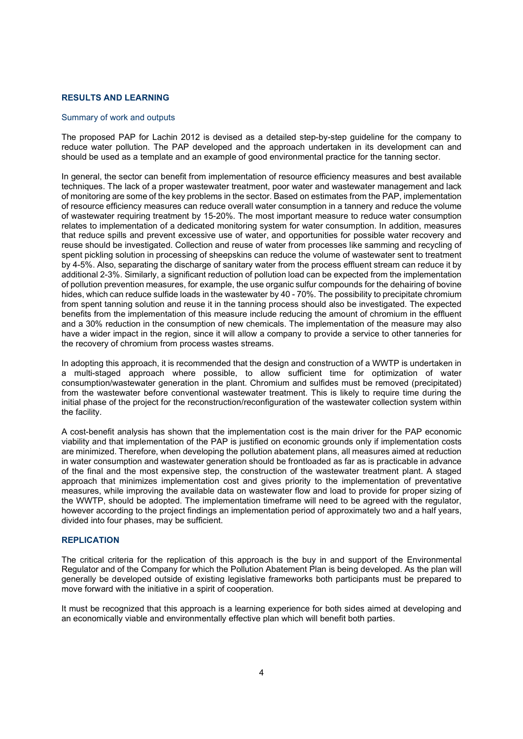## RESULTS AND LEARNING

### Summary of work and outputs

The proposed PAP for Lachin 2012 is devised as a detailed step-by-step guideline for the company to reduce water pollution. The PAP developed and the approach undertaken in its development can and should be used as a template and an example of good environmental practice for the tanning sector.

In general, the sector can benefit from implementation of resource efficiency measures and best available techniques. The lack of a proper wastewater treatment, poor water and wastewater management and lack of monitoring are some of the key problems in the sector. Based on estimates from the PAP, implementation of resource efficiency measures can reduce overall water consumption in a tannery and reduce the volume of wastewater requiring treatment by 15-20%. The most important measure to reduce water consumption relates to implementation of a dedicated monitoring system for water consumption. In addition, measures that reduce spills and prevent excessive use of water, and opportunities for possible water recovery and reuse should be investigated. Collection and reuse of water from processes like samming and recycling of spent pickling solution in processing of sheepskins can reduce the volume of wastewater sent to treatment by 4-5%. Also, separating the discharge of sanitary water from the process effluent stream can reduce it by additional 2-3%. Similarly, a significant reduction of pollution load can be expected from the implementation of pollution prevention measures, for example, the use organic sulfur compounds for the dehairing of bovine hides, which can reduce sulfide loads in the wastewater by 40 - 70%. The possibility to precipitate chromium from spent tanning solution and reuse it in the tanning process should also be investigated. The expected benefits from the implementation of this measure include reducing the amount of chromium in the effluent and a 30% reduction in the consumption of new chemicals. The implementation of the measure may also have a wider impact in the region, since it will allow a company to provide a service to other tanneries for the recovery of chromium from process wastes streams.

In adopting this approach, it is recommended that the design and construction of a WWTP is undertaken in a multi-staged approach where possible, to allow sufficient time for optimization of water consumption/wastewater generation in the plant. Chromium and sulfides must be removed (precipitated) from the wastewater before conventional wastewater treatment. This is likely to require time during the initial phase of the project for the reconstruction/reconfiguration of the wastewater collection system within the facility.

A cost-benefit analysis has shown that the implementation cost is the main driver for the PAP economic viability and that implementation of the PAP is justified on economic grounds only if implementation costs are minimized. Therefore, when developing the pollution abatement plans, all measures aimed at reduction in water consumption and wastewater generation should be frontloaded as far as is practicable in advance of the final and the most expensive step, the construction of the wastewater treatment plant. A staged approach that minimizes implementation cost and gives priority to the implementation of preventative measures, while improving the available data on wastewater flow and load to provide for proper sizing of the WWTP, should be adopted. The implementation timeframe will need to be agreed with the regulator, however according to the project findings an implementation period of approximately two and a half years, divided into four phases, may be sufficient.

## REPLICATION

The critical criteria for the replication of this approach is the buy in and support of the Environmental Regulator and of the Company for which the Pollution Abatement Plan is being developed. As the plan will generally be developed outside of existing legislative frameworks both participants must be prepared to move forward with the initiative in a spirit of cooperation.

It must be recognized that this approach is a learning experience for both sides aimed at developing and an economically viable and environmentally effective plan which will benefit both parties.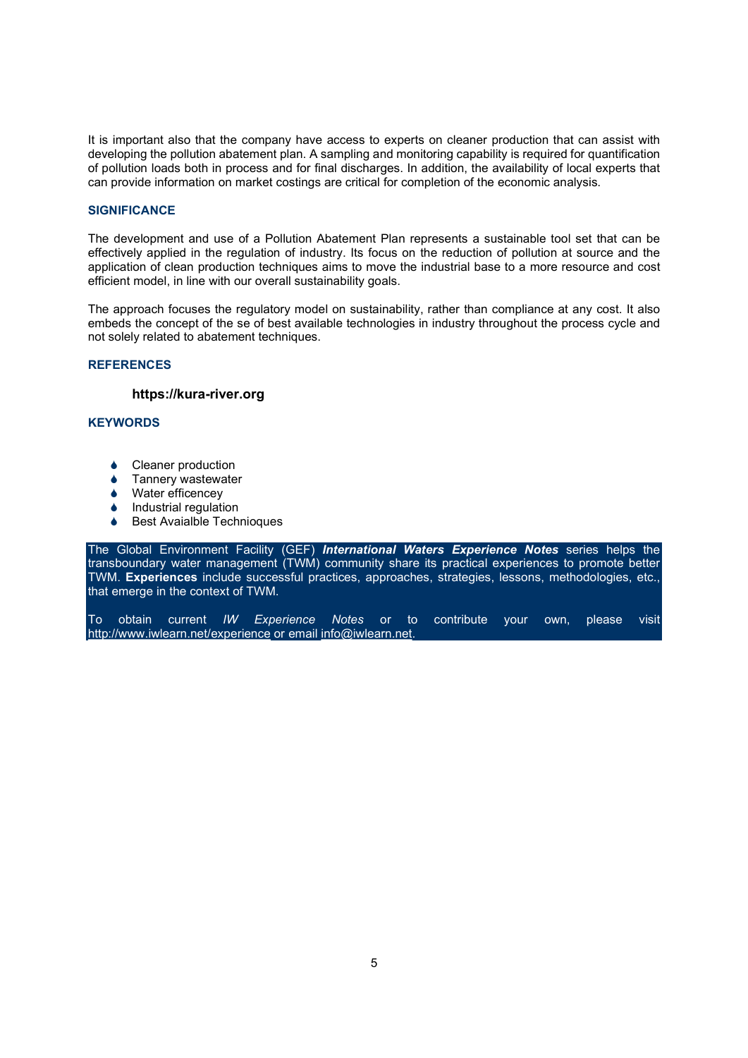It is important also that the company have access to experts on cleaner production that can assist with developing the pollution abatement plan. A sampling and monitoring capability is required for quantification of pollution loads both in process and for final discharges. In addition, the availability of local experts that can provide information on market costings are critical for completion of the economic analysis.

## SIGNIFICANCE

The development and use of a Pollution Abatement Plan represents a sustainable tool set that can be effectively applied in the regulation of industry. Its focus on the reduction of pollution at source and the application of clean production techniques aims to move the industrial base to a more resource and cost efficient model, in line with our overall sustainability goals.

The approach focuses the regulatory model on sustainability, rather than compliance at any cost. It also embeds the concept of the se of best available technologies in industry throughout the process cycle and not solely related to abatement techniques.

## REFERENCES

**https://kura-river.org**

## KEYWORDS

- Cleaner production
- Tannery wastewater
- Water efficencey
- Industrial regulation
- Best Avaialble Technioques

The Global Environment Facility (GEF) ***International Waters Experience Notes*** series helps the transboundary water management (TWM) community share its practical experiences to promote better TWM. **Experiences** include successful practices, approaches, strategies, lessons, methodologies, etc., that emerge in the context of TWM.

To obtain current *IW Experience Notes* or to contribute your own, please visit http://www.iwlearn.net/experience or email info@iwlearn.net.